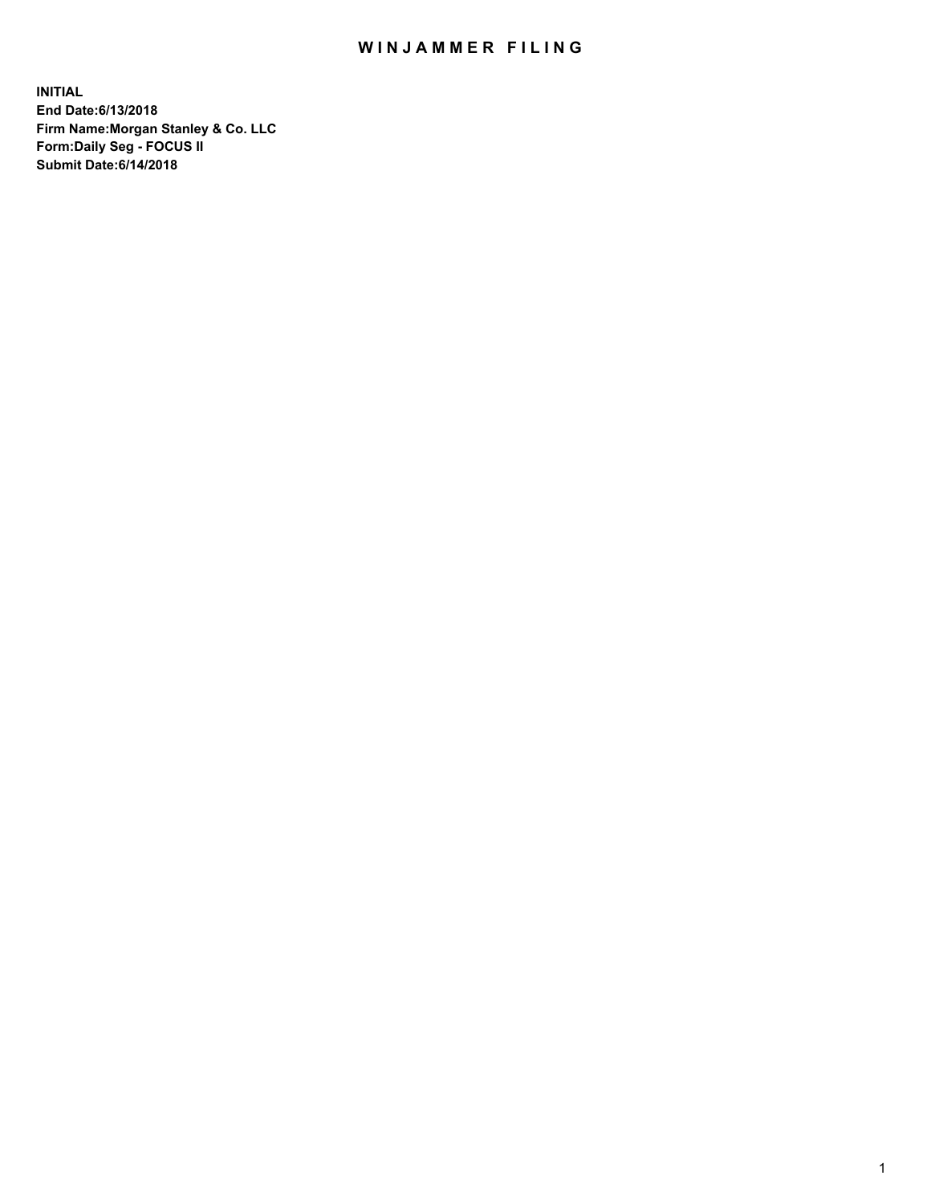# WINJAMMER FILING

**INITIAL**
**End Date:6/13/2018**
**Firm Name:Morgan Stanley & Co. LLC**
**Form:Daily Seg - FOCUS II**
**Submit Date:6/14/2018**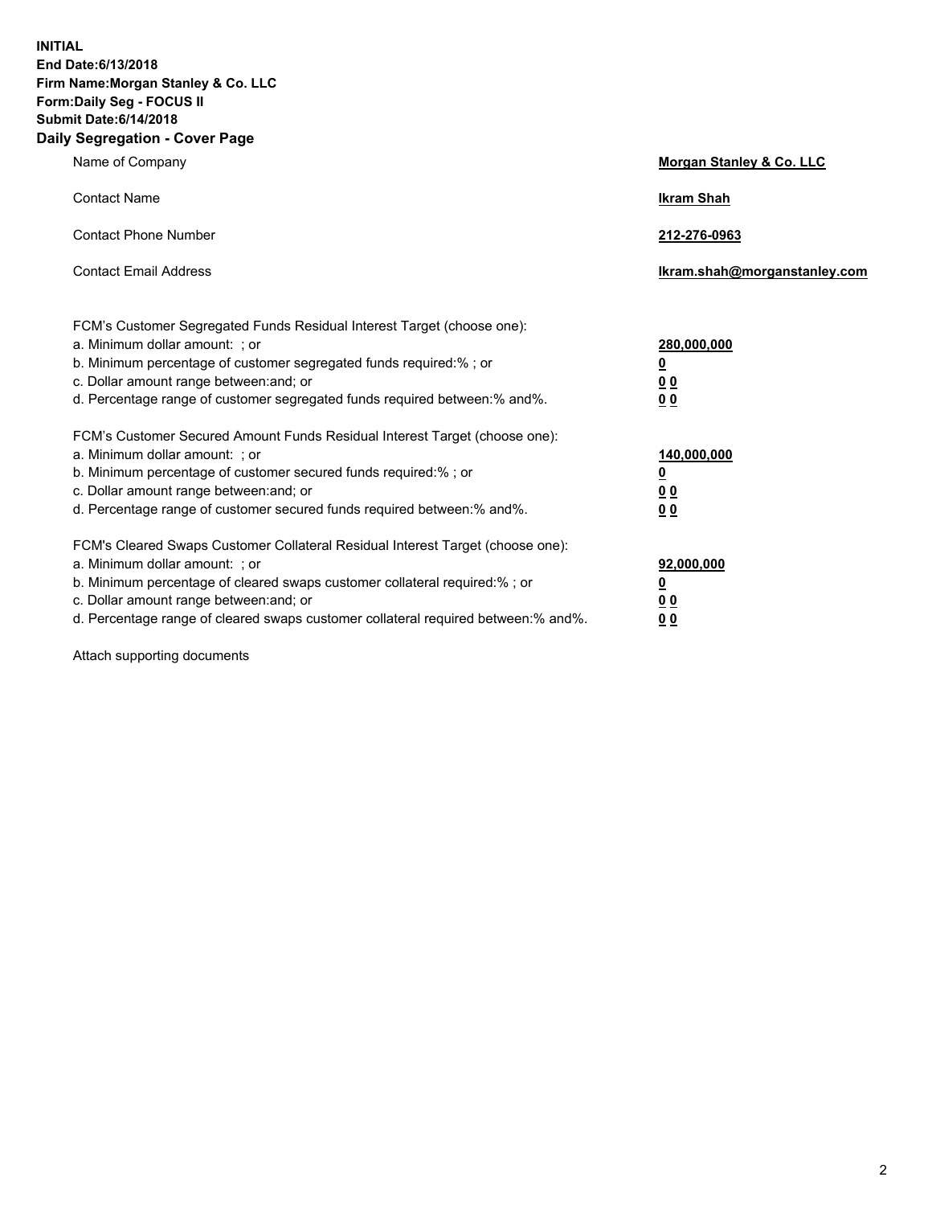**INITIAL**
**End Date:6/13/2018**
**Firm Name:Morgan Stanley & Co. LLC**
**Form:Daily Seg - FOCUS II**
**Submit Date:6/14/2018**
**Daily Segregation - Cover Page**

| | |
|---|---|
| Name of Company | **Morgan Stanley & Co. LLC** |
| Contact Name | **Ikram Shah** |
| Contact Phone Number | **212-276-0963** |
| Contact Email Address | **Ikram.shah@morganstanley.com** |

| | |
|---|---|
| FCM's Customer Segregated Funds Residual Interest Target (choose one): | |
| a. Minimum dollar amount: ; or | **280,000,000** |
| b. Minimum percentage of customer segregated funds required:% ; or | **0** |
| c. Dollar amount range between:and; or | **0 0** |
| d. Percentage range of customer segregated funds required between:% and%. | **0 0** |
| FCM's Customer Secured Amount Funds Residual Interest Target (choose one): | |
| a. Minimum dollar amount: ; or | **140,000,000** |
| b. Minimum percentage of customer secured funds required:% ; or | **0** |
| c. Dollar amount range between:and; or | **0 0** |
| d. Percentage range of customer secured funds required between:% and%. | **0 0** |
| FCM's Cleared Swaps Customer Collateral Residual Interest Target (choose one): | |
| a. Minimum dollar amount: ; or | **92,000,000** |
| b. Minimum percentage of cleared swaps customer collateral required:% ; or | **0** |
| c. Dollar amount range between:and; or | **0 0** |
| d. Percentage range of cleared swaps customer collateral required between:% and%. | **0 0** |

Attach supporting documents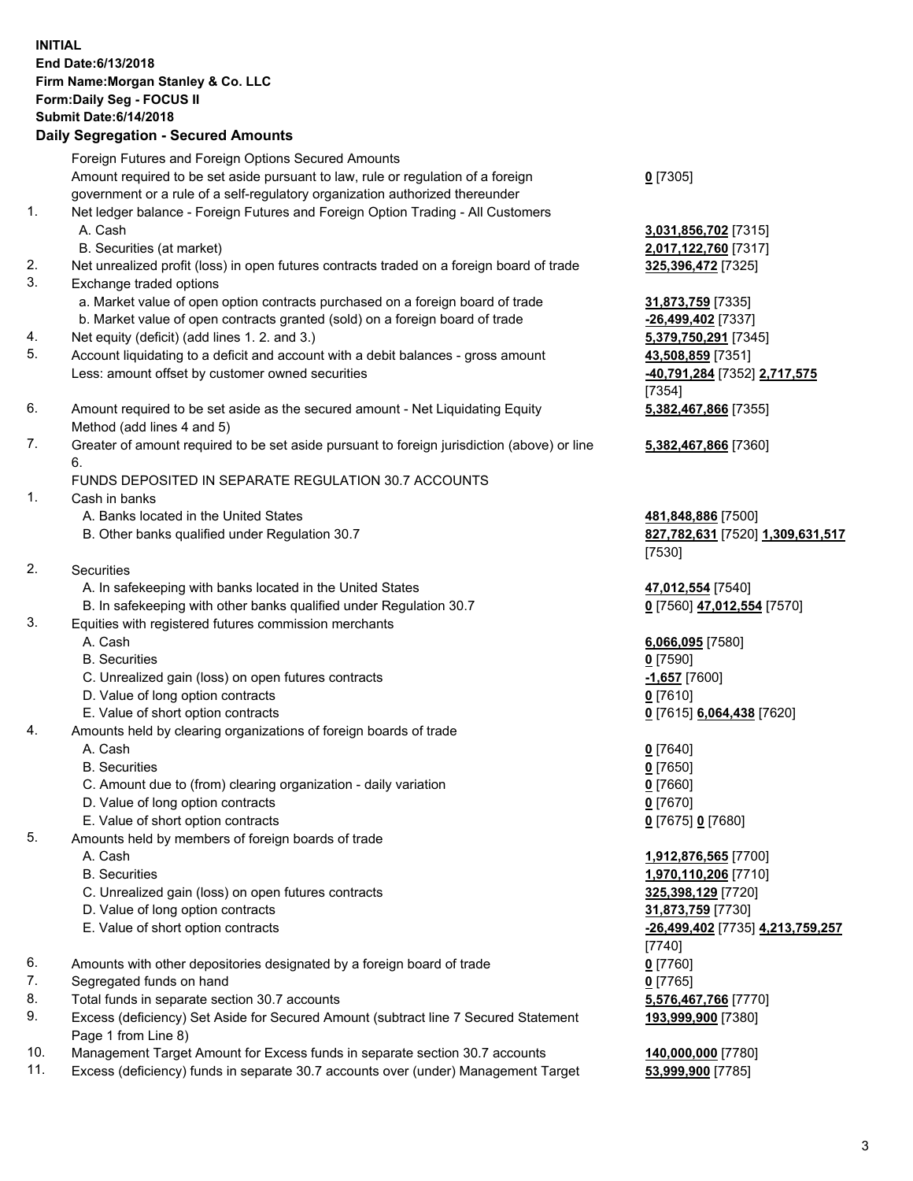**INITIAL**
**End Date:6/13/2018**
**Firm Name:Morgan Stanley & Co. LLC**
**Form:Daily Seg - FOCUS II**
**Submit Date:6/14/2018**
**Daily Segregation - Secured Amounts**

| | | |
|---|---|---|
| | Foreign Futures and Foreign Options Secured Amounts | |
| | Amount required to be set aside pursuant to law, rule or regulation of a foreign government or a rule of a self-regulatory organization authorized thereunder | **0** [7305] |
| 1. | Net ledger balance - Foreign Futures and Foreign Option Trading - All Customers | |
| | A. Cash | **3,031,856,702** [7315] |
| | B. Securities (at market) | **2,017,122,760** [7317] |
| 2. | Net unrealized profit (loss) in open futures contracts traded on a foreign board of trade | **325,396,472** [7325] |
| 3. | Exchange traded options | |
| | a. Market value of open option contracts purchased on a foreign board of trade | **31,873,759** [7335] |
| | b. Market value of open contracts granted (sold) on a foreign board of trade | **-26,499,402** [7337] |
| 4. | Net equity (deficit) (add lines 1. 2. and 3.) | **5,379,750,291** [7345] |
| 5. | Account liquidating to a deficit and account with a debit balances - gross amount | **43,508,859** [7351] |
| | Less: amount offset by customer owned securities | **-40,791,284** [7352] **2,717,575** [7354] |
| 6. | Amount required to be set aside as the secured amount - Net Liquidating Equity Method (add lines 4 and 5) | **5,382,467,866** [7355] |
| 7. | Greater of amount required to be set aside pursuant to foreign jurisdiction (above) or line 6. | **5,382,467,866** [7360] |
| | FUNDS DEPOSITED IN SEPARATE REGULATION 30.7 ACCOUNTS | |
| 1. | Cash in banks | |
| | A. Banks located in the United States | **481,848,886** [7500] |
| | B. Other banks qualified under Regulation 30.7 | **827,782,631** [7520] **1,309,631,517** [7530] |
| 2. | Securities | |
| | A. In safekeeping with banks located in the United States | **47,012,554** [7540] |
| | B. In safekeeping with other banks qualified under Regulation 30.7 | **0** [7560] **47,012,554** [7570] |
| 3. | Equities with registered futures commission merchants | |
| | A. Cash | **6,066,095** [7580] |
| | B. Securities | **0** [7590] |
| | C. Unrealized gain (loss) on open futures contracts | **-1,657** [7600] |
| | D. Value of long option contracts | **0** [7610] |
| | E. Value of short option contracts | **0** [7615] **6,064,438** [7620] |
| 4. | Amounts held by clearing organizations of foreign boards of trade | |
| | A. Cash | **0** [7640] |
| | B. Securities | **0** [7650] |
| | C. Amount due to (from) clearing organization - daily variation | **0** [7660] |
| | D. Value of long option contracts | **0** [7670] |
| | E. Value of short option contracts | **0** [7675] **0** [7680] |
| 5. | Amounts held by members of foreign boards of trade | |
| | A. Cash | **1,912,876,565** [7700] |
| | B. Securities | **1,970,110,206** [7710] |
| | C. Unrealized gain (loss) on open futures contracts | **325,398,129** [7720] |
| | D. Value of long option contracts | **31,873,759** [7730] |
| | E. Value of short option contracts | **-26,499,402** [7735] **4,213,759,257** [7740] |
| 6. | Amounts with other depositories designated by a foreign board of trade | **0** [7760] |
| 7. | Segregated funds on hand | **0** [7765] |
| 8. | Total funds in separate section 30.7 accounts | **5,576,467,766** [7770] |
| 9. | Excess (deficiency) Set Aside for Secured Amount (subtract line 7 Secured Statement Page 1 from Line 8) | **193,999,900** [7380] |
| 10. | Management Target Amount for Excess funds in separate section 30.7 accounts | **140,000,000** [7780] |
| 11. | Excess (deficiency) funds in separate 30.7 accounts over (under) Management Target | **53,999,900** [7785] |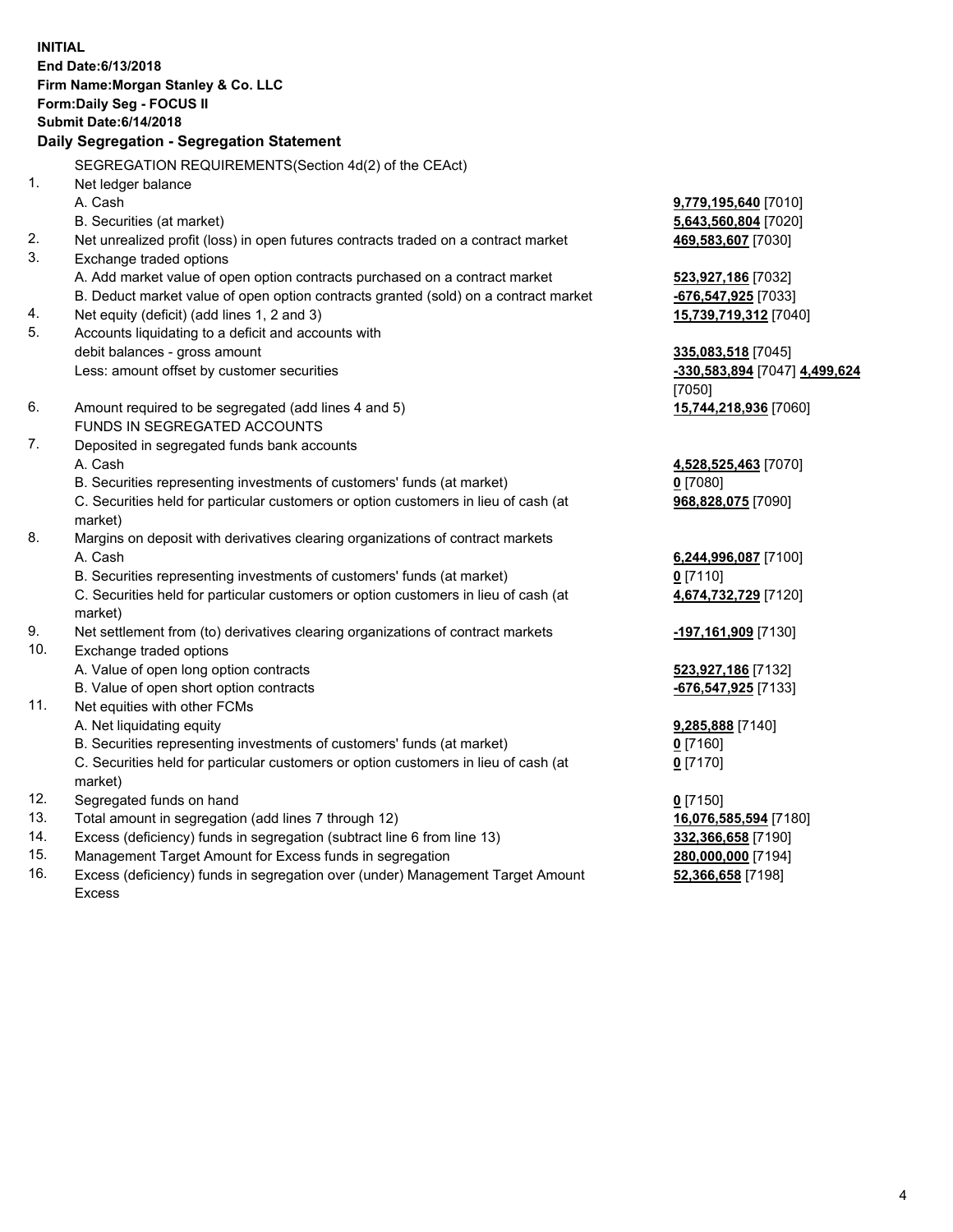**INITIAL**
**End Date:6/13/2018**
**Firm Name:Morgan Stanley & Co. LLC**
**Form:Daily Seg - FOCUS II**
**Submit Date:6/14/2018**

## Daily Segregation - Segregation Statement

SEGREGATION REQUIREMENTS(Section 4d(2) of the CEAct)

| | | |
|---|---|---|
| 1. | Net ledger balance | |
| | A. Cash | **9,779,195,640** [7010] |
| | B. Securities (at market) | **5,643,560,804** [7020] |
| 2. | Net unrealized profit (loss) in open futures contracts traded on a contract market | **469,583,607** [7030] |
| 3. | Exchange traded options | |
| | A. Add market value of open option contracts purchased on a contract market | **523,927,186** [7032] |
| | B. Deduct market value of open option contracts granted (sold) on a contract market | **-676,547,925** [7033] |
| 4. | Net equity (deficit) (add lines 1, 2 and 3) | **15,739,719,312** [7040] |
| 5. | Accounts liquidating to a deficit and accounts with debit balances - gross amount | **335,083,518** [7045] |
| | Less: amount offset by customer securities | **-330,583,894** [7047] **4,499,624** [7050] |
| 6. | Amount required to be segregated (add lines 4 and 5) | **15,744,218,936** [7060] |
| | FUNDS IN SEGREGATED ACCOUNTS | |
| 7. | Deposited in segregated funds bank accounts | |
| | A. Cash | **4,528,525,463** [7070] |
| | B. Securities representing investments of customers' funds (at market) | **0** [7080] |
| | C. Securities held for particular customers or option customers in lieu of cash (at market) | **968,828,075** [7090] |
| 8. | Margins on deposit with derivatives clearing organizations of contract markets | |
| | A. Cash | **6,244,996,087** [7100] |
| | B. Securities representing investments of customers' funds (at market) | **0** [7110] |
| | C. Securities held for particular customers or option customers in lieu of cash (at market) | **4,674,732,729** [7120] |
| 9. | Net settlement from (to) derivatives clearing organizations of contract markets | **-197,161,909** [7130] |
| 10. | Exchange traded options | |
| | A. Value of open long option contracts | **523,927,186** [7132] |
| | B. Value of open short option contracts | **-676,547,925** [7133] |
| 11. | Net equities with other FCMs | |
| | A. Net liquidating equity | **9,285,888** [7140] |
| | B. Securities representing investments of customers' funds (at market) | **0** [7160] |
| | C. Securities held for particular customers or option customers in lieu of cash (at market) | **0** [7170] |
| 12. | Segregated funds on hand | **0** [7150] |
| 13. | Total amount in segregation (add lines 7 through 12) | **16,076,585,594** [7180] |
| 14. | Excess (deficiency) funds in segregation (subtract line 6 from line 13) | **332,366,658** [7190] |
| 15. | Management Target Amount for Excess funds in segregation | **280,000,000** [7194] |
| 16. | Excess (deficiency) funds in segregation over (under) Management Target Amount Excess | **52,366,658** [7198] |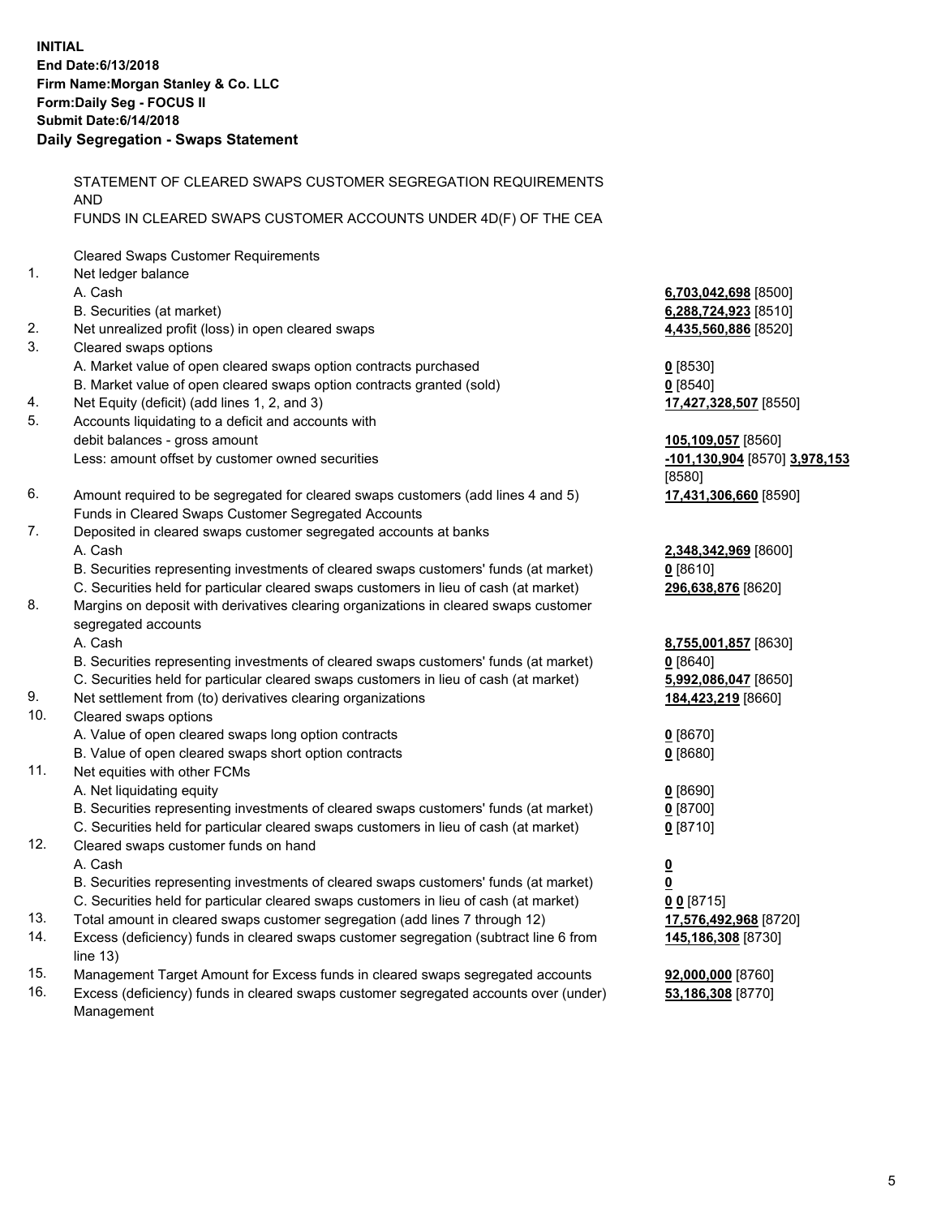**INITIAL**
**End Date:6/13/2018**
**Firm Name:Morgan Stanley & Co. LLC**
**Form:Daily Seg - FOCUS II**
**Submit Date:6/14/2018**
**Daily Segregation - Swaps Statement**

STATEMENT OF CLEARED SWAPS CUSTOMER SEGREGATION REQUIREMENTS AND FUNDS IN CLEARED SWAPS CUSTOMER ACCOUNTS UNDER 4D(F) OF THE CEA

| | | |
|---|---|---|
| | Cleared Swaps Customer Requirements | |
| 1. | Net ledger balance | |
| | A. Cash | 6,703,042,698 [8500] |
| | B. Securities (at market) | 6,288,724,923 [8510] |
| 2. | Net unrealized profit (loss) in open cleared swaps | 4,435,560,886 [8520] |
| 3. | Cleared swaps options | |
| | A. Market value of open cleared swaps option contracts purchased | 0 [8530] |
| | B. Market value of open cleared swaps option contracts granted (sold) | 0 [8540] |
| 4. | Net Equity (deficit) (add lines 1, 2, and 3) | 17,427,328,507 [8550] |
| 5. | Accounts liquidating to a deficit and accounts with debit balances - gross amount | 105,109,057 [8560] |
| | Less: amount offset by customer owned securities | -101,130,904 [8570] 3,978,153 [8580] |
| 6. | Amount required to be segregated for cleared swaps customers (add lines 4 and 5) | 17,431,306,660 [8590] |
| | Funds in Cleared Swaps Customer Segregated Accounts | |
| 7. | Deposited in cleared swaps customer segregated accounts at banks | |
| | A. Cash | 2,348,342,969 [8600] |
| | B. Securities representing investments of cleared swaps customers' funds (at market) | 0 [8610] |
| | C. Securities held for particular cleared swaps customers in lieu of cash (at market) | 296,638,876 [8620] |
| 8. | Margins on deposit with derivatives clearing organizations in cleared swaps customer segregated accounts | |
| | A. Cash | 8,755,001,857 [8630] |
| | B. Securities representing investments of cleared swaps customers' funds (at market) | 0 [8640] |
| | C. Securities held for particular cleared swaps customers in lieu of cash (at market) | 5,992,086,047 [8650] |
| 9. | Net settlement from (to) derivatives clearing organizations | 184,423,219 [8660] |
| 10. | Cleared swaps options | |
| | A. Value of open cleared swaps long option contracts | 0 [8670] |
| | B. Value of open cleared swaps short option contracts | 0 [8680] |
| 11. | Net equities with other FCMs | |
| | A. Net liquidating equity | 0 [8690] |
| | B. Securities representing investments of cleared swaps customers' funds (at market) | 0 [8700] |
| | C. Securities held for particular cleared swaps customers in lieu of cash (at market) | 0 [8710] |
| 12. | Cleared swaps customer funds on hand | |
| | A. Cash | 0 |
| | B. Securities representing investments of cleared swaps customers' funds (at market) | 0 |
| | C. Securities held for particular cleared swaps customers in lieu of cash (at market) | 0 0 [8715] |
| 13. | Total amount in cleared swaps customer segregation (add lines 7 through 12) | 17,576,492,968 [8720] |
| 14. | Excess (deficiency) funds in cleared swaps customer segregation (subtract line 6 from line 13) | 145,186,308 [8730] |
| 15. | Management Target Amount for Excess funds in cleared swaps segregated accounts | 92,000,000 [8760] |
| 16. | Excess (deficiency) funds in cleared swaps customer segregated accounts over (under) Management | 53,186,308 [8770] |